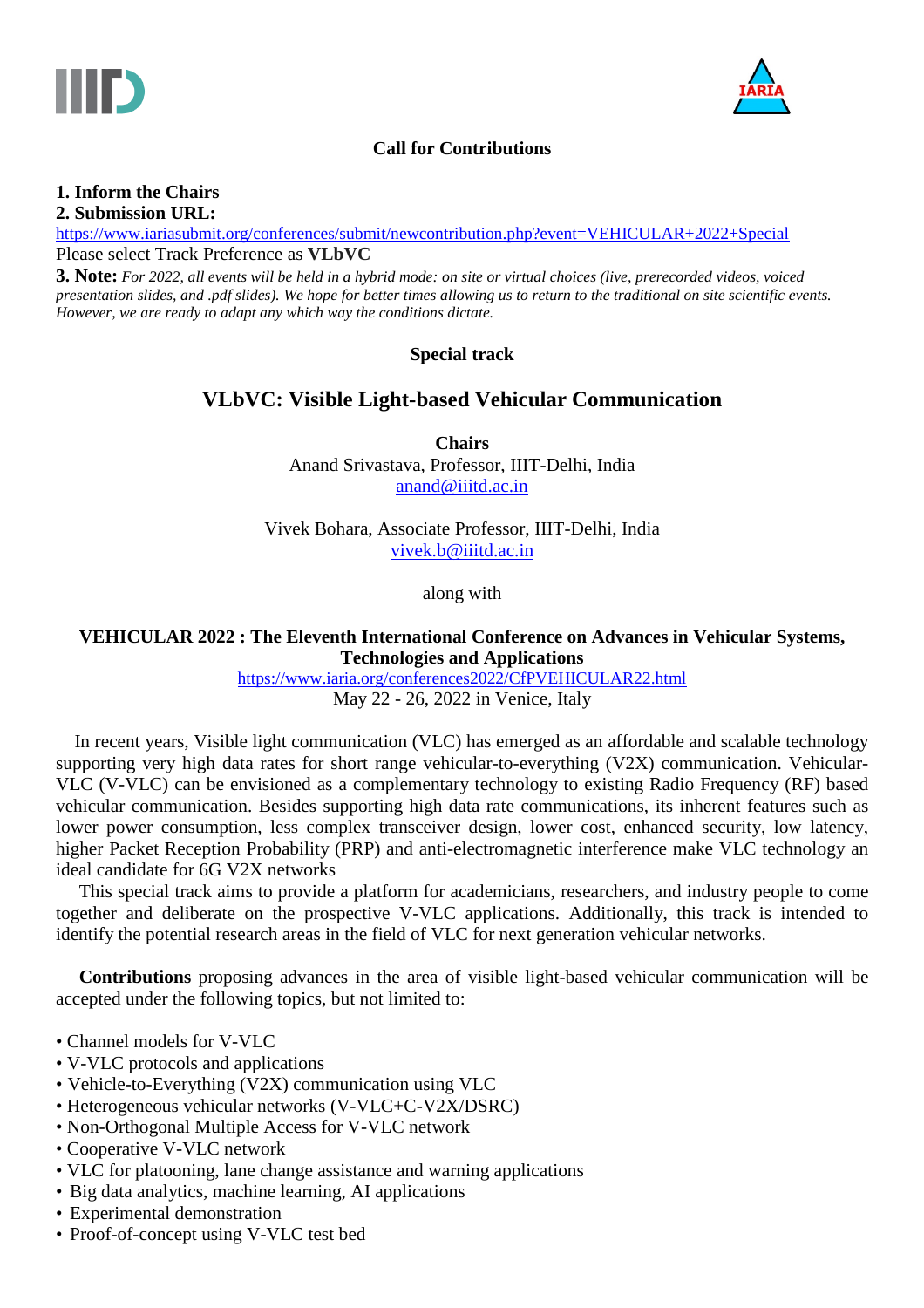## Call for Contributions

**1. Inform the Chairs**

**2. Submission URL:**

https://www.iariasubmit.org/conferences/submit/newcontribution.php?event=VEHICULAR+2022+Special

Please select Track Preference as **VLbVC**

**3. Note:** *For 2022, all events will be held in a hybrid mode: on site or virtual choices (live, prerecorded videos, voiced presentation slides, and .pdf slides). We hope for better times allowing us to return to the traditional on site scientific events. However, we are ready to adapt any which way the conditions dictate.*

### Special track

# VLbVC: Visible Light-based Vehicular Communication

**Chairs**

Anand Srivastava, Professor, IIIT-Delhi, India
anand@iiitd.ac.in

Vivek Bohara, Associate Professor, IIIT-Delhi, India
vivek.b@iiitd.ac.in

along with

**VEHICULAR 2022 : The Eleventh International Conference on Advances in Vehicular Systems, Technologies and Applications**

https://www.iaria.org/conferences2022/CfPVEHICULAR22.html

May 22 - 26, 2022 in Venice, Italy

In recent years, Visible light communication (VLC) has emerged as an affordable and scalable technology supporting very high data rates for short range vehicular-to-everything (V2X) communication. Vehicular-VLC (V-VLC) can be envisioned as a complementary technology to existing Radio Frequency (RF) based vehicular communication. Besides supporting high data rate communications, its inherent features such as lower power consumption, less complex transceiver design, lower cost, enhanced security, low latency, higher Packet Reception Probability (PRP) and anti-electromagnetic interference make VLC technology an ideal candidate for 6G V2X networks

This special track aims to provide a platform for academicians, researchers, and industry people to come together and deliberate on the prospective V-VLC applications. Additionally, this track is intended to identify the potential research areas in the field of VLC for next generation vehicular networks.

**Contributions** proposing advances in the area of visible light-based vehicular communication will be accepted under the following topics, but not limited to:

- Channel models for V-VLC
- V-VLC protocols and applications
- Vehicle-to-Everything (V2X) communication using VLC
- Heterogeneous vehicular networks (V-VLC+C-V2X/DSRC)
- Non-Orthogonal Multiple Access for V-VLC network
- Cooperative V-VLC network
- VLC for platooning, lane change assistance and warning applications
- Big data analytics, machine learning, AI applications
- Experimental demonstration
- Proof-of-concept using V-VLC test bed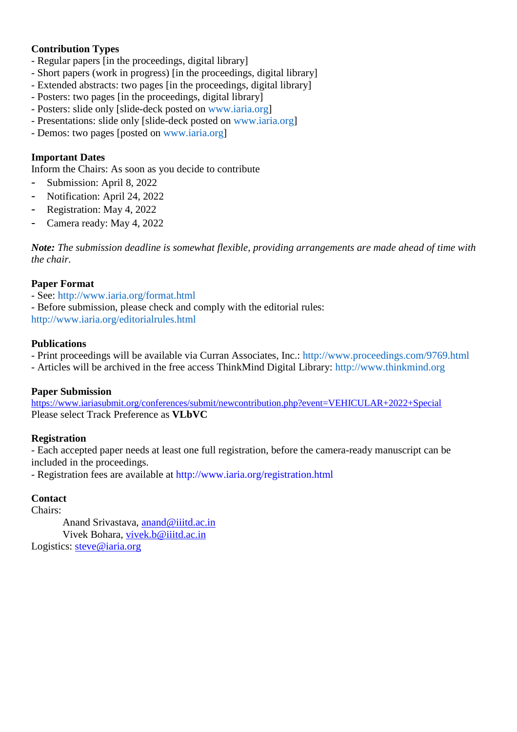**Contribution Types**

- Regular papers [in the proceedings, digital library]
- Short papers (work in progress) [in the proceedings, digital library]
- Extended abstracts: two pages [in the proceedings, digital library]
- Posters: two pages [in the proceedings, digital library]
- Posters: slide only [slide-deck posted on www.iaria.org]
- Presentations: slide only [slide-deck posted on www.iaria.org]
- Demos: two pages [posted on www.iaria.org]

**Important Dates**

Inform the Chairs: As soon as you decide to contribute

- Submission: April 8, 2022
- Notification: April 24, 2022
- Registration: May 4, 2022
- Camera ready: May 4, 2022

***Note:*** *The submission deadline is somewhat flexible, providing arrangements are made ahead of time with the chair.*

**Paper Format**

- See: http://www.iaria.org/format.html
- Before submission, please check and comply with the editorial rules: http://www.iaria.org/editorialrules.html

**Publications**

- Print proceedings will be available via Curran Associates, Inc.: http://www.proceedings.com/9769.html
- Articles will be archived in the free access ThinkMind Digital Library: http://www.thinkmind.org

**Paper Submission**

https://www.iariasubmit.org/conferences/submit/newcontribution.php?event=VEHICULAR+2022+Special

Please select Track Preference as **VLbVC**

**Registration**

- Each accepted paper needs at least one full registration, before the camera-ready manuscript can be included in the proceedings.
- Registration fees are available at http://www.iaria.org/registration.html

**Contact**

Chairs:

Anand Srivastava, anand@iiitd.ac.in

Vivek Bohara, vivek.b@iiitd.ac.in

Logistics: steve@iaria.org